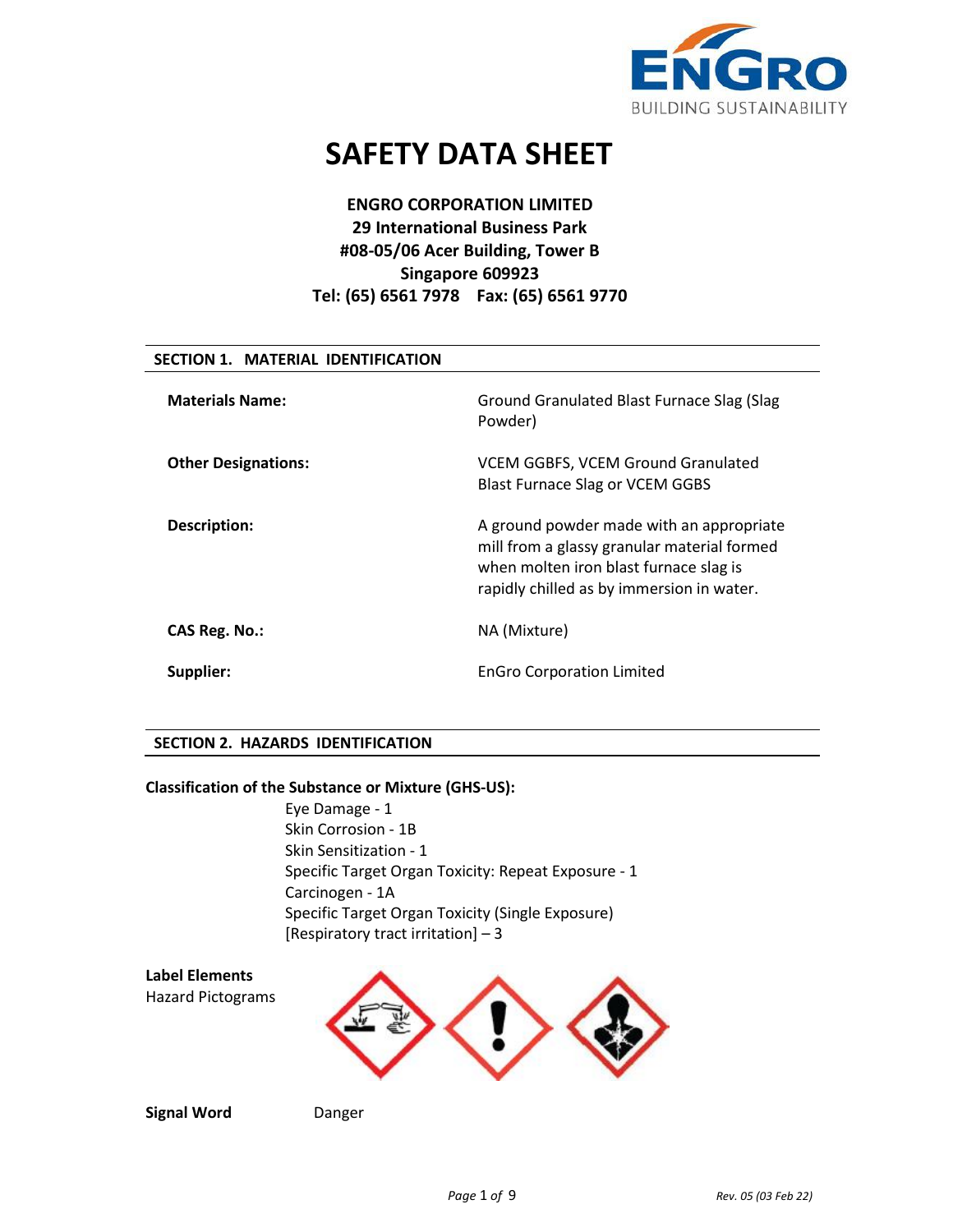# SAFETY DATA SHEET

**ENGRO CORPORATION LIMITED**
**29 International Business Park**
**#08-05/06 Acer Building, Tower B**
**Singapore 609923**
**Tel: (65) 6561 7978 Fax: (65) 6561 9770**

## SECTION 1. MATERIAL IDENTIFICATION

| | |
|---|---|
| **Materials Name:** | Ground Granulated Blast Furnace Slag (Slag Powder) |
| **Other Designations:** | VCEM GGBFS, VCEM Ground Granulated Blast Furnace Slag or VCEM GGBS |
| **Description:** | A ground powder made with an appropriate mill from a glassy granular material formed when molten iron blast furnace slag is rapidly chilled as by immersion in water. |
| **CAS Reg. No.:** | NA (Mixture) |
| **Supplier:** | EnGro Corporation Limited |

## SECTION 2. HAZARDS IDENTIFICATION

**Classification of the Substance or Mixture (GHS-US):**

Eye Damage - 1
Skin Corrosion - 1B
Skin Sensitization - 1
Specific Target Organ Toxicity: Repeat Exposure - 1
Carcinogen - 1A
Specific Target Organ Toxicity (Single Exposure) [Respiratory tract irritation] – 3

**Label Elements**

Hazard Pictograms

**Signal Word** Danger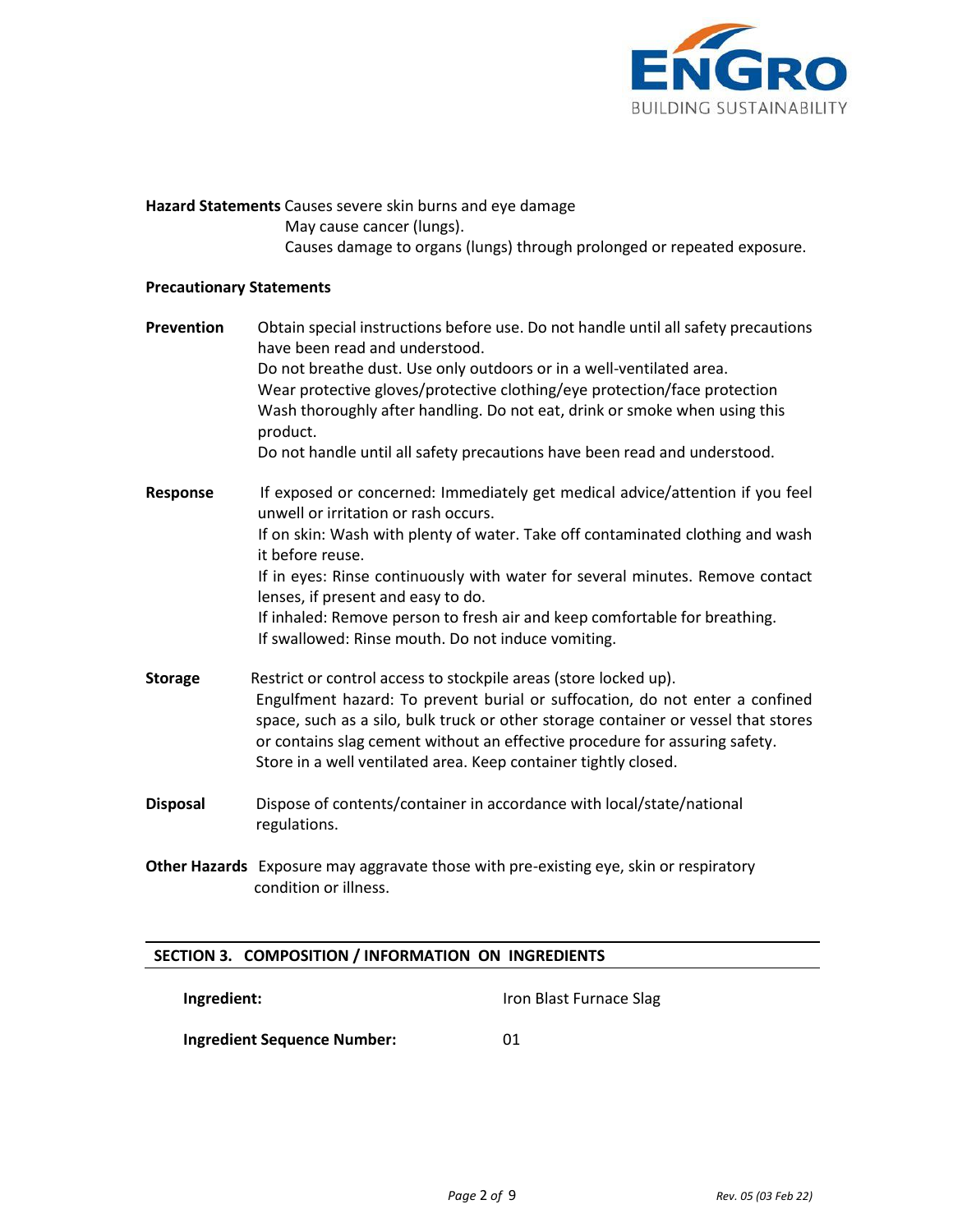**Hazard Statements** Causes severe skin burns and eye damage
May cause cancer (lungs).
Causes damage to organs (lungs) through prolonged or repeated exposure.

**Precautionary Statements**

**Prevention** Obtain special instructions before use. Do not handle until all safety precautions have been read and understood.
Do not breathe dust. Use only outdoors or in a well-ventilated area.
Wear protective gloves/protective clothing/eye protection/face protection
Wash thoroughly after handling. Do not eat, drink or smoke when using this product.
Do not handle until all safety precautions have been read and understood.

**Response** If exposed or concerned: Immediately get medical advice/attention if you feel unwell or irritation or rash occurs.
If on skin: Wash with plenty of water. Take off contaminated clothing and wash it before reuse.
If in eyes: Rinse continuously with water for several minutes. Remove contact lenses, if present and easy to do.
If inhaled: Remove person to fresh air and keep comfortable for breathing.
If swallowed: Rinse mouth. Do not induce vomiting.

**Storage** Restrict or control access to stockpile areas (store locked up).
Engulfment hazard: To prevent burial or suffocation, do not enter a confined space, such as a silo, bulk truck or other storage container or vessel that stores or contains slag cement without an effective procedure for assuring safety.
Store in a well ventilated area. Keep container tightly closed.

**Disposal** Dispose of contents/container in accordance with local/state/national regulations.

**Other Hazards** Exposure may aggravate those with pre-existing eye, skin or respiratory condition or illness.

## SECTION 3. COMPOSITION / INFORMATION ON INGREDIENTS

**Ingredient:** Iron Blast Furnace Slag

**Ingredient Sequence Number:** 01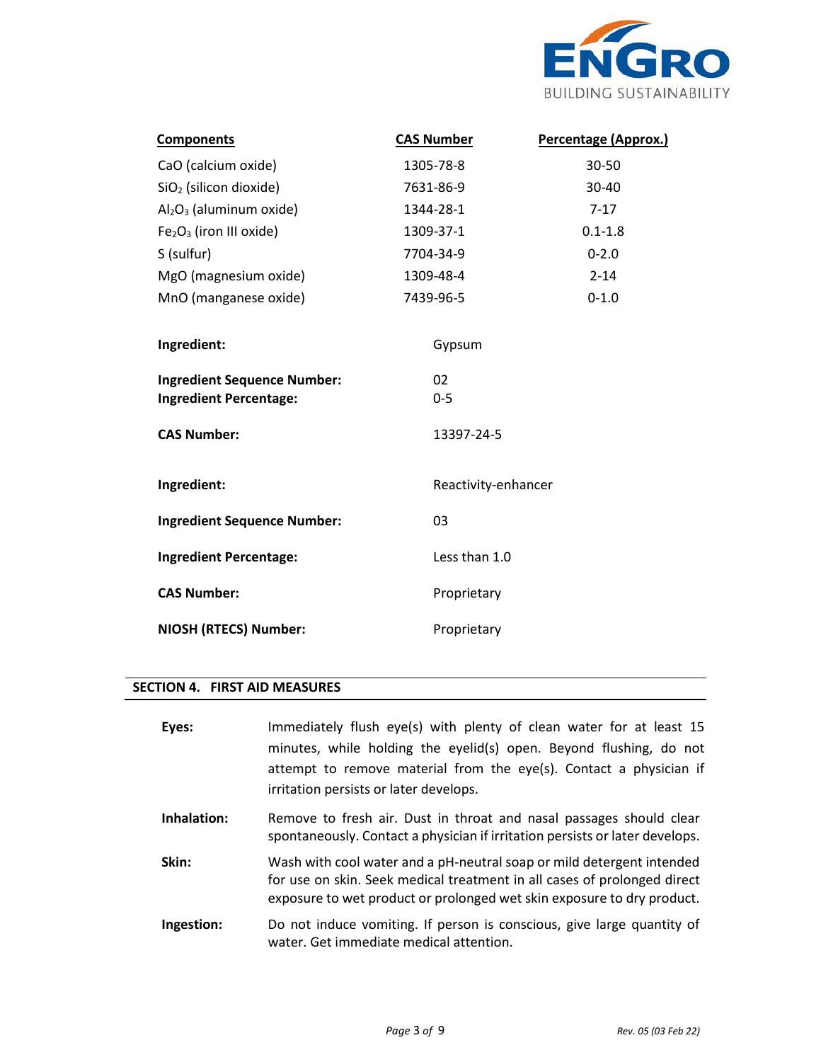| Components | CAS Number | Percentage (Approx.) |
|---|---|---|
| CaO (calcium oxide) | 1305-78-8 | 30-50 |
| $SiO_2$ (silicon dioxide) | 7631-86-9 | 30-40 |
| $Al_2O_3$ (aluminum oxide) | 1344-28-1 | 7-17 |
| $Fe_2O_3$ (iron III oxide) | 1309-37-1 | 0.1-1.8 |
| S (sulfur) | 7704-34-9 | 0-2.0 |
| MgO (magnesium oxide) | 1309-48-4 | 2-14 |
| MnO (manganese oxide) | 7439-96-5 | 0-1.0 |

**Ingredient:** Gypsum

**Ingredient Sequence Number:** 02
**Ingredient Percentage:** 0-5

**CAS Number:** 13397-24-5

**Ingredient:** Reactivity-enhancer

**Ingredient Sequence Number:** 03

**Ingredient Percentage:** Less than 1.0

**CAS Number:** Proprietary

**NIOSH (RTECS) Number:** Proprietary

## SECTION 4. FIRST AID MEASURES

**Eyes:** Immediately flush eye(s) with plenty of clean water for at least 15 minutes, while holding the eyelid(s) open. Beyond flushing, do not attempt to remove material from the eye(s). Contact a physician if irritation persists or later develops.

**Inhalation:** Remove to fresh air. Dust in throat and nasal passages should clear spontaneously. Contact a physician if irritation persists or later develops.

**Skin:** Wash with cool water and a pH-neutral soap or mild detergent intended for use on skin. Seek medical treatment in all cases of prolonged direct exposure to wet product or prolonged wet skin exposure to dry product.

**Ingestion:** Do not induce vomiting. If person is conscious, give large quantity of water. Get immediate medical attention.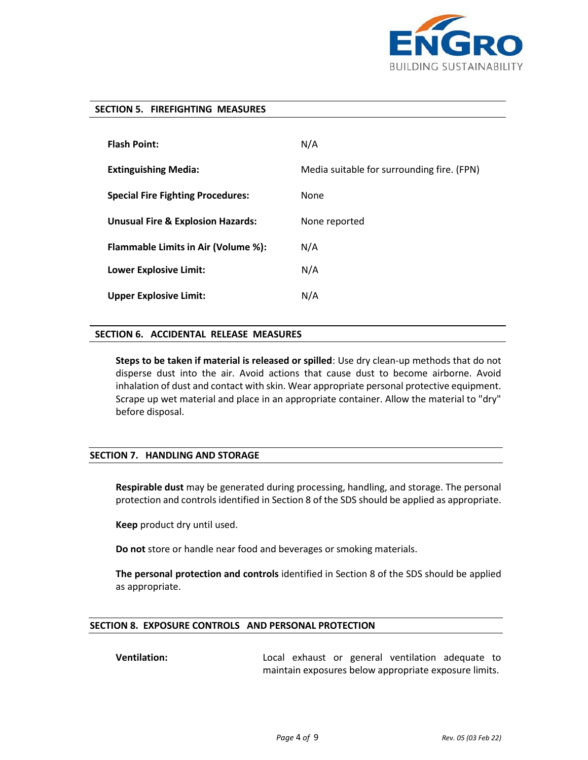## SECTION 5. FIREFIGHTING MEASURES

| | |
|---|---|
| **Flash Point:** | N/A |
| **Extinguishing Media:** | Media suitable for surrounding fire. (FPN) |
| **Special Fire Fighting Procedures:** | None |
| **Unusual Fire & Explosion Hazards:** | None reported |
| **Flammable Limits in Air (Volume %):** | N/A |
| **Lower Explosive Limit:** | N/A |
| **Upper Explosive Limit:** | N/A |

## SECTION 6. ACCIDENTAL RELEASE MEASURES

**Steps to be taken if material is released or spilled**: Use dry clean-up methods that do not disperse dust into the air. Avoid actions that cause dust to become airborne. Avoid inhalation of dust and contact with skin. Wear appropriate personal protective equipment. Scrape up wet material and place in an appropriate container. Allow the material to "dry" before disposal.

## SECTION 7. HANDLING AND STORAGE

**Respirable dust** may be generated during processing, handling, and storage. The personal protection and controls identified in Section 8 of the SDS should be applied as appropriate.

**Keep** product dry until used.

**Do not** store or handle near food and beverages or smoking materials.

**The personal protection and controls** identified in Section 8 of the SDS should be applied as appropriate.

## SECTION 8. EXPOSURE CONTROLS AND PERSONAL PROTECTION

| | |
|---|---|
| **Ventilation:** | Local exhaust or general ventilation adequate to maintain exposures below appropriate exposure limits. |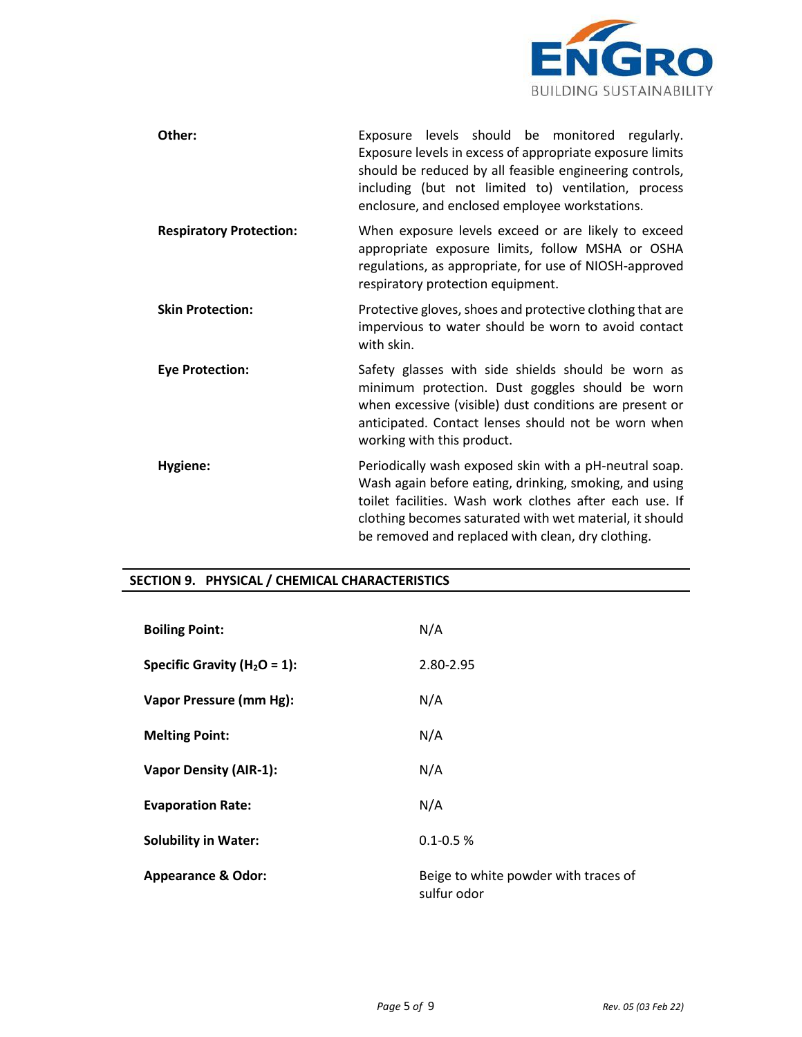| | |
|---|---|
| **Other:** | Exposure levels should be monitored regularly. Exposure levels in excess of appropriate exposure limits should be reduced by all feasible engineering controls, including (but not limited to) ventilation, process enclosure, and enclosed employee workstations. |
| **Respiratory Protection:** | When exposure levels exceed or are likely to exceed appropriate exposure limits, follow MSHA or OSHA regulations, as appropriate, for use of NIOSH-approved respiratory protection equipment. |
| **Skin Protection:** | Protective gloves, shoes and protective clothing that are impervious to water should be worn to avoid contact with skin. |
| **Eye Protection:** | Safety glasses with side shields should be worn as minimum protection. Dust goggles should be worn when excessive (visible) dust conditions are present or anticipated. Contact lenses should not be worn when working with this product. |
| **Hygiene:** | Periodically wash exposed skin with a pH-neutral soap. Wash again before eating, drinking, smoking, and using toilet facilities. Wash work clothes after each use. If clothing becomes saturated with wet material, it should be removed and replaced with clean, dry clothing. |

## SECTION 9. PHYSICAL / CHEMICAL CHARACTERISTICS

| | |
|---|---|
| **Boiling Point:** | N/A |
| **Specific Gravity ($H_2O$ = 1):** | 2.80-2.95 |
| **Vapor Pressure (mm Hg):** | N/A |
| **Melting Point:** | N/A |
| **Vapor Density (AIR-1):** | N/A |
| **Evaporation Rate:** | N/A |
| **Solubility in Water:** | 0.1-0.5 % |
| **Appearance & Odor:** | Beige to white powder with traces of sulfur odor |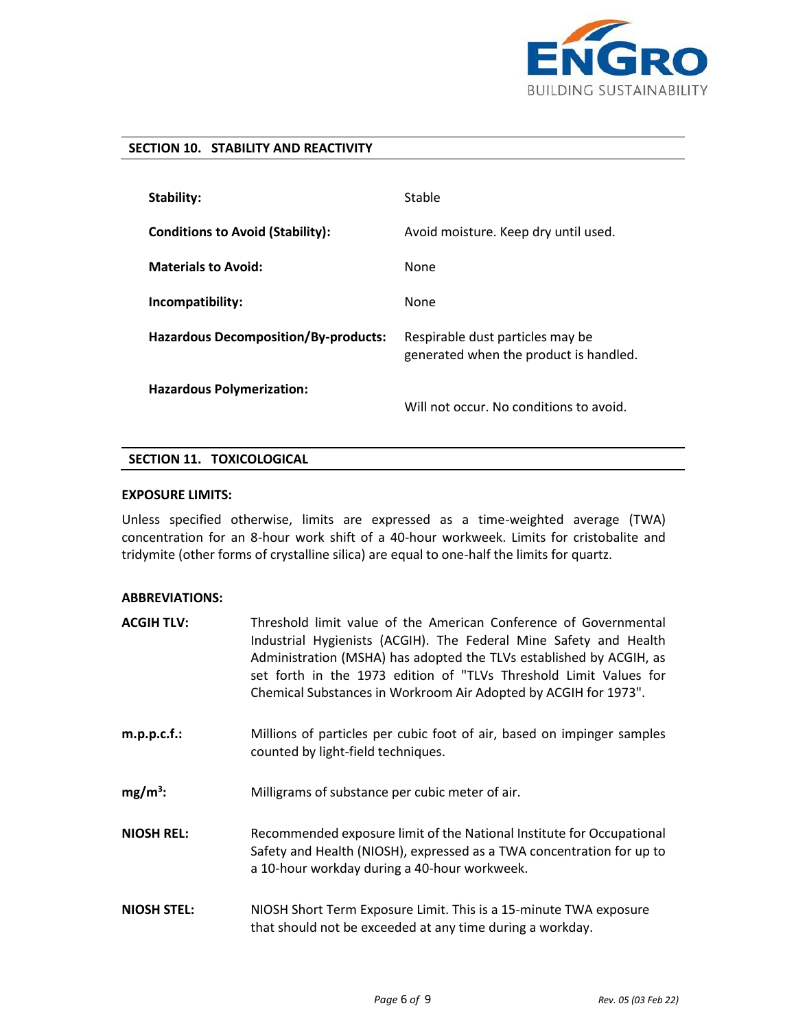## SECTION 10. STABILITY AND REACTIVITY

| | |
|---|---|
| **Stability:** | Stable |
| **Conditions to Avoid (Stability):** | Avoid moisture. Keep dry until used. |
| **Materials to Avoid:** | None |
| **Incompatibility:** | None |
| **Hazardous Decomposition/By-products:** | Respirable dust particles may be generated when the product is handled. |
| **Hazardous Polymerization:** | Will not occur. No conditions to avoid. |

## SECTION 11. TOXICOLOGICAL

**EXPOSURE LIMITS:**

Unless specified otherwise, limits are expressed as a time-weighted average (TWA) concentration for an 8-hour work shift of a 40-hour workweek. Limits for cristobalite and tridymite (other forms of crystalline silica) are equal to one-half the limits for quartz.

**ABBREVIATIONS:**

**ACGIH TLV:** Threshold limit value of the American Conference of Governmental Industrial Hygienists (ACGIH). The Federal Mine Safety and Health Administration (MSHA) has adopted the TLVs established by ACGIH, as set forth in the 1973 edition of "TLVs Threshold Limit Values for Chemical Substances in Workroom Air Adopted by ACGIH for 1973".

**m.p.p.c.f.:** Millions of particles per cubic foot of air, based on impinger samples counted by light-field techniques.

**$mg/m^3$:** Milligrams of substance per cubic meter of air.

**NIOSH REL:** Recommended exposure limit of the National Institute for Occupational Safety and Health (NIOSH), expressed as a TWA concentration for up to a 10-hour workday during a 40-hour workweek.

**NIOSH STEL:** NIOSH Short Term Exposure Limit. This is a 15-minute TWA exposure that should not be exceeded at any time during a workday.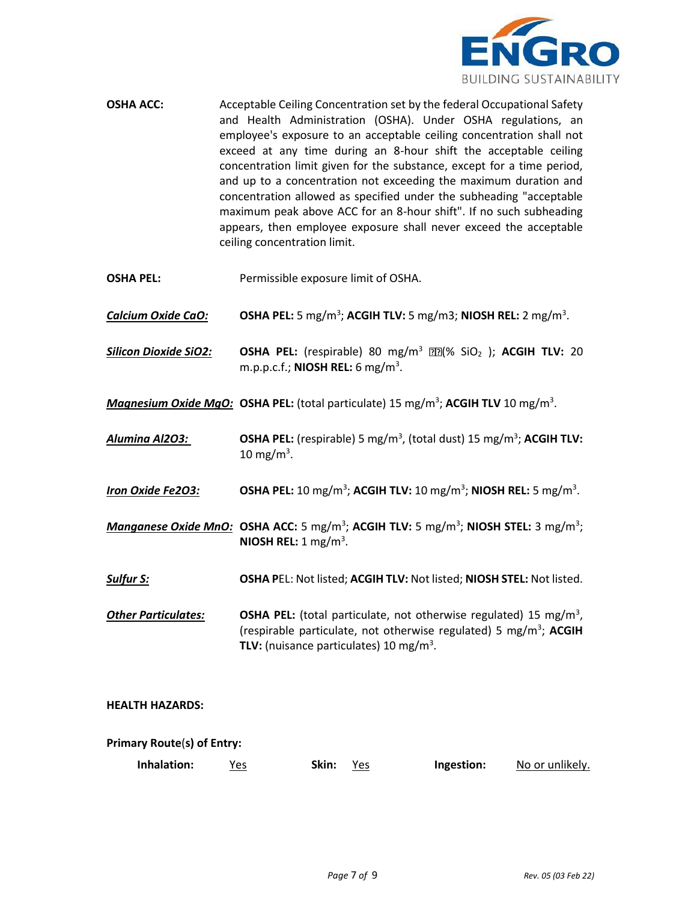**OSHA ACC:** Acceptable Ceiling Concentration set by the federal Occupational Safety and Health Administration (OSHA). Under OSHA regulations, an employee's exposure to an acceptable ceiling concentration shall not exceed at any time during an 8-hour shift the acceptable ceiling concentration limit given for the substance, except for a time period, and up to a concentration not exceeding the maximum duration and concentration allowed as specified under the subheading "acceptable maximum peak above ACC for an 8-hour shift". If no such subheading appears, then employee exposure shall never exceed the acceptable ceiling concentration limit.

**OSHA PEL:** Permissible exposure limit of OSHA.

***Calcium Oxide CaO:*** **OSHA PEL:** 5 mg/m$^3$; **ACGIH TLV:** 5 mg/m3; **NIOSH REL:** 2 mg/m$^3$.

***Silicon Dioxide SiO2:*** **OSHA PEL:** (respirable) 80 mg/m$^3$ ��(% $SiO_2$ ); **ACGIH TLV:** 20 m.p.p.c.f.; **NIOSH REL:** 6 mg/m$^3$.

***Magnesium Oxide MgO:*** **OSHA PEL:** (total particulate) 15 mg/m$^3$; **ACGIH TLV** 10 mg/m$^3$.

***Alumina Al2O3:*** **OSHA PEL:** (respirable) 5 mg/m$^3$, (total dust) 15 mg/m$^3$; **ACGIH TLV:** 10 mg/m$^3$.

***Iron Oxide Fe2O3:*** **OSHA PEL:** 10 mg/m$^3$; **ACGIH TLV:** 10 mg/m$^3$; **NIOSH REL:** 5 mg/m$^3$.

***Manganese Oxide MnO:*** **OSHA ACC:** 5 mg/m$^3$; **ACGIH TLV:** 5 mg/m$^3$; **NIOSH STEL:** 3 mg/m$^3$; **NIOSH REL:** 1 mg/m$^3$.

***Sulfur S:*** **OSHA P**EL: Not listed; **ACGIH TLV:** Not listed; **NIOSH STEL:** Not listed.

***Other Particulates:*** **OSHA PEL:** (total particulate, not otherwise regulated) 15 mg/m$^3$, (respirable particulate, not otherwise regulated) 5 mg/m$^3$; **ACGIH TLV:** (nuisance particulates) 10 mg/m$^3$.

**HEALTH HAZARDS:**

**Primary Route(s) of Entry:**

**Inhalation:** Yes **Skin:** Yes **Ingestion:** No or unlikely.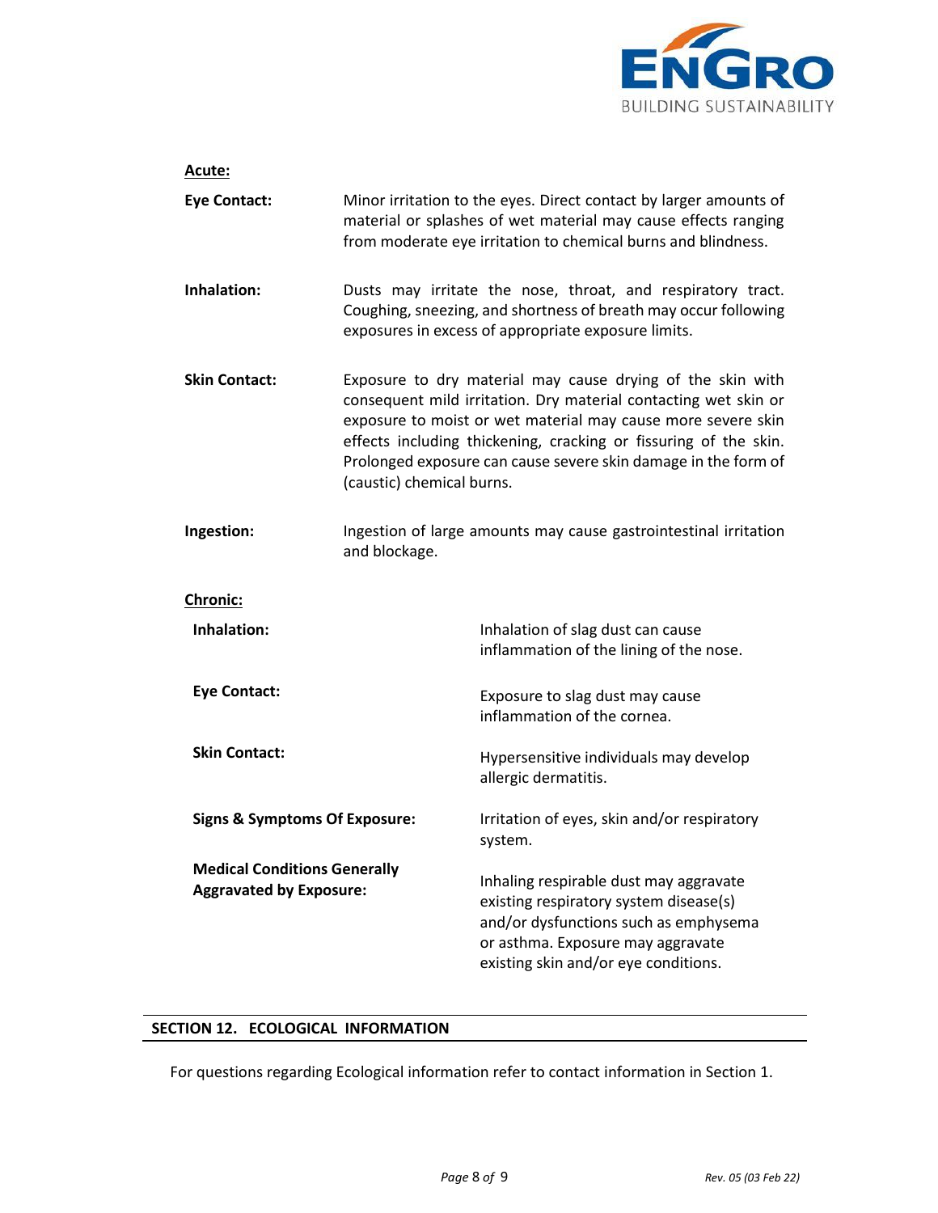**Acute:**

**Eye Contact:** Minor irritation to the eyes. Direct contact by larger amounts of material or splashes of wet material may cause effects ranging from moderate eye irritation to chemical burns and blindness.

**Inhalation:** Dusts may irritate the nose, throat, and respiratory tract. Coughing, sneezing, and shortness of breath may occur following exposures in excess of appropriate exposure limits.

**Skin Contact:** Exposure to dry material may cause drying of the skin with consequent mild irritation. Dry material contacting wet skin or exposure to moist or wet material may cause more severe skin effects including thickening, cracking or fissuring of the skin. Prolonged exposure can cause severe skin damage in the form of (caustic) chemical burns.

**Ingestion:** Ingestion of large amounts may cause gastrointestinal irritation and blockage.

**Chronic:**

**Inhalation:** Inhalation of slag dust can cause inflammation of the lining of the nose.

**Eye Contact:** Exposure to slag dust may cause inflammation of the cornea.

**Skin Contact:** Hypersensitive individuals may develop allergic dermatitis.

**Signs & Symptoms Of Exposure:** Irritation of eyes, skin and/or respiratory system.

**Medical Conditions Generally Aggravated by Exposure:** Inhaling respirable dust may aggravate existing respiratory system disease(s) and/or dysfunctions such as emphysema or asthma. Exposure may aggravate existing skin and/or eye conditions.

## SECTION 12. ECOLOGICAL INFORMATION

For questions regarding Ecological information refer to contact information in Section 1.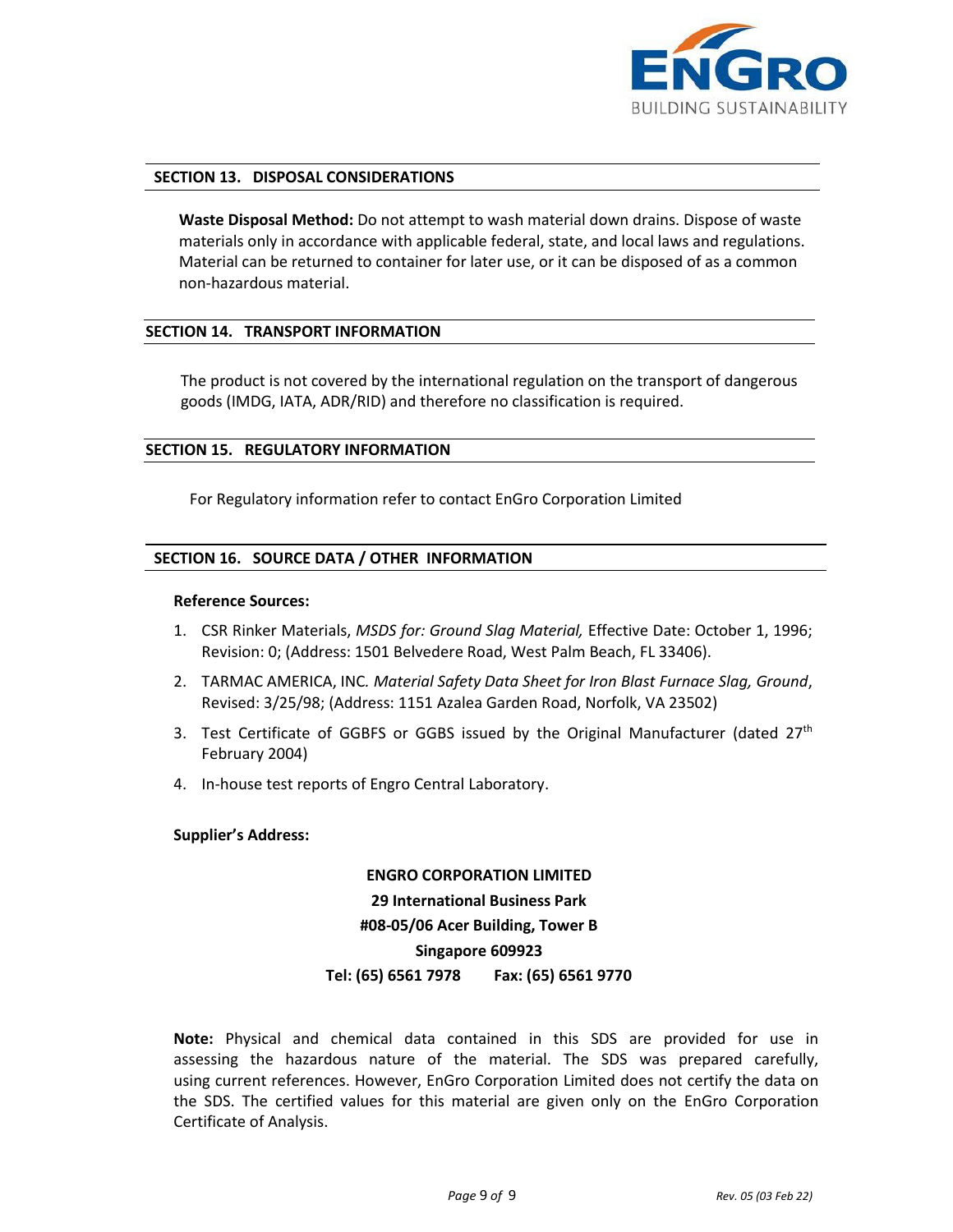## SECTION 13. DISPOSAL CONSIDERATIONS

**Waste Disposal Method:** Do not attempt to wash material down drains. Dispose of waste materials only in accordance with applicable federal, state, and local laws and regulations. Material can be returned to container for later use, or it can be disposed of as a common non-hazardous material.

## SECTION 14. TRANSPORT INFORMATION

The product is not covered by the international regulation on the transport of dangerous goods (IMDG, IATA, ADR/RID) and therefore no classification is required.

## SECTION 15. REGULATORY INFORMATION

For Regulatory information refer to contact EnGro Corporation Limited

## SECTION 16. SOURCE DATA / OTHER INFORMATION

**Reference Sources:**

1. CSR Rinker Materials, *MSDS for: Ground Slag Material,* Effective Date: October 1, 1996; Revision: 0; (Address: 1501 Belvedere Road, West Palm Beach, FL 33406).
2. TARMAC AMERICA, INC*. Material Safety Data Sheet for Iron Blast Furnace Slag, Ground*, Revised: 3/25/98; (Address: 1151 Azalea Garden Road, Norfolk, VA 23502)
3. Test Certificate of GGBFS or GGBS issued by the Original Manufacturer (dated 27th February 2004)
4. In-house test reports of Engro Central Laboratory.

**Supplier's Address:**

**ENGRO CORPORATION LIMITED**
**29 International Business Park**
**#08-05/06 Acer Building, Tower B**
**Singapore 609923**
**Tel: (65) 6561 7978 Fax: (65) 6561 9770**

**Note:** Physical and chemical data contained in this SDS are provided for use in assessing the hazardous nature of the material. The SDS was prepared carefully, using current references. However, EnGro Corporation Limited does not certify the data on the SDS. The certified values for this material are given only on the EnGro Corporation Certificate of Analysis.